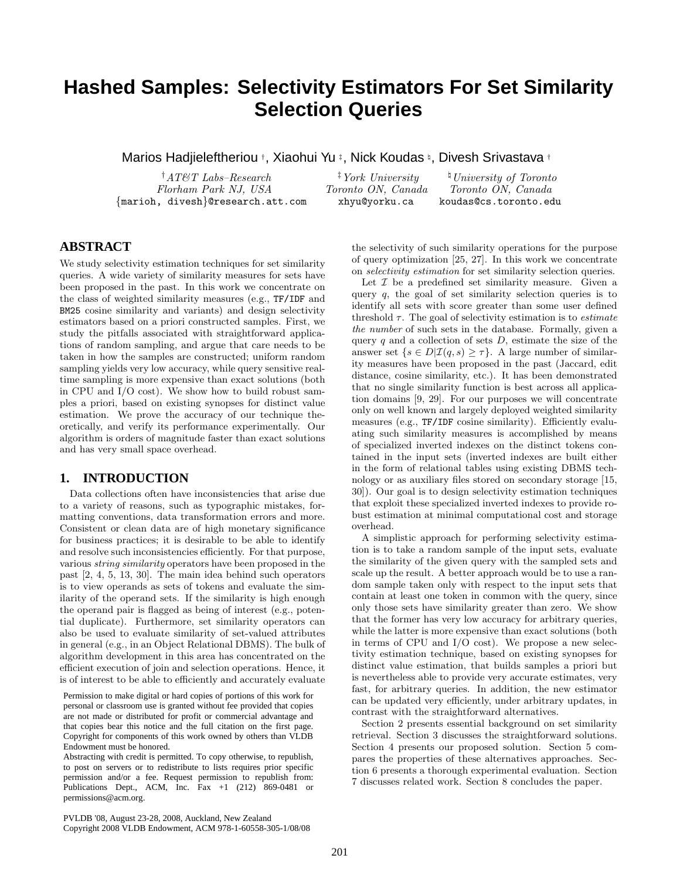# Hashed Samples: Selectivity Estimators For Set Similarity Selection Queries

Marios Hadjieleftheriou [†], Xiaohui Yu [‡], Nick Koudas [♮], Divesh Srivastava [†]

[†] *AT&T Labs–Research*
*Florham Park NJ, USA*
{marioh, divesh}@research.att.com

[‡] *York University*
*Toronto ON, Canada*
xhyu@yorku.ca

[♮] *University of Toronto*
*Toronto ON, Canada*
koudas@cs.toronto.edu

## ABSTRACT

We study selectivity estimation techniques for set similarity queries. A wide variety of similarity measures for sets have been proposed in the past. In this work we concentrate on the class of weighted similarity measures (e.g., TF/IDF and BM25 cosine similarity and variants) and design selectivity estimators based on a priori constructed samples. First, we study the pitfalls associated with straightforward applications of random sampling, and argue that care needs to be taken in how the samples are constructed; uniform random sampling yields very low accuracy, while query sensitive real-time sampling is more expensive than exact solutions (both in CPU and I/O cost). We show how to build robust samples a priori, based on existing synopses for distinct value estimation. We prove the accuracy of our technique theoretically, and verify its performance experimentally. Our algorithm is orders of magnitude faster than exact solutions and has very small space overhead.

## 1. INTRODUCTION

Data collections often have inconsistencies that arise due to a variety of reasons, such as typographic mistakes, formatting conventions, data transformation errors and more. Consistent or clean data are of high monetary significance for business practices; it is desirable to be able to identify and resolve such inconsistencies efficiently. For that purpose, various *string similarity* operators have been proposed in the past [2, 4, 5, 13, 30]. The main idea behind such operators is to view operands as sets of tokens and evaluate the similarity of the operand sets. If the similarity is high enough the operand pair is flagged as being of interest (e.g., potential duplicate). Furthermore, set similarity operators can also be used to evaluate similarity of set-valued attributes in general (e.g., in an Object Relational DBMS). The bulk of algorithm development in this area has concentrated on the efficient execution of join and selection operations. Hence, it is of interest to be able to efficiently and accurately evaluate the selectivity of such similarity operations for the purpose of query optimization [25, 27]. In this work we concentrate on *selectivity estimation* for set similarity selection queries.

Permission to make digital or hard copies of portions of this work for personal or classroom use is granted without fee provided that copies are not made or distributed for profit or commercial advantage and that copies bear this notice and the full citation on the first page. Copyright for components of this work owned by others than VLDB Endowment must be honored.
Abstracting with credit is permitted. To copy otherwise, to republish, to post on servers or to redistribute to lists requires prior specific permission and/or a fee. Request permission to republish from: Publications Dept., ACM, Inc. Fax +1 (212) 869-0481 or permissions@acm.org.

PVLDB '08, August 23-28, 2008, Auckland, New Zealand
Copyright 2008 VLDB Endowment, ACM 978-1-60558-305-1/08/08

Let $\mathcal{I}$ be a predefined set similarity measure. Given a query $q$, the goal of set similarity selection queries is to identify all sets with score greater than some user defined threshold $\tau$. The goal of selectivity estimation is to *estimate the number* of such sets in the database. Formally, given a query $q$ and a collection of sets $D$, estimate the size of the answer set $\{s \in D | \mathcal{I}(q, s) \geq \tau\}$. A large number of similarity measures have been proposed in the past (Jaccard, edit distance, cosine similarity, etc.). It has been demonstrated that no single similarity function is best across all application domains [9, 29]. For our purposes we will concentrate only on well known and largely deployed weighted similarity measures (e.g., TF/IDF cosine similarity). Efficiently evaluating such similarity measures is accomplished by means of specialized inverted indexes on the distinct tokens contained in the input sets (inverted indexes are built either in the form of relational tables using existing DBMS technology or as auxiliary files stored on secondary storage [15, 30]). Our goal is to design selectivity estimation techniques that exploit these specialized inverted indexes to provide robust estimation at minimal computational cost and storage overhead.

A simplistic approach for performing selectivity estimation is to take a random sample of the input sets, evaluate the similarity of the given query with the sampled sets and scale up the result. A better approach would be to use a random sample taken only with respect to the input sets that contain at least one token in common with the query, since only those sets have similarity greater than zero. We show that the former has very low accuracy for arbitrary queries, while the latter is more expensive than exact solutions (both in terms of CPU and I/O cost). We propose a new selectivity estimation technique, based on existing synopses for distinct value estimation, that builds samples a priori but is nevertheless able to provide very accurate estimates, very fast, for arbitrary queries. In addition, the new estimator can be updated very efficiently, under arbitrary updates, in contrast with the straightforward alternatives.

Section 2 presents essential background on set similarity retrieval. Section 3 discusses the straightforward solutions. Section 4 presents our proposed solution. Section 5 compares the properties of these alternatives approaches. Section 6 presents a thorough experimental evaluation. Section 7 discusses related work. Section 8 concludes the paper.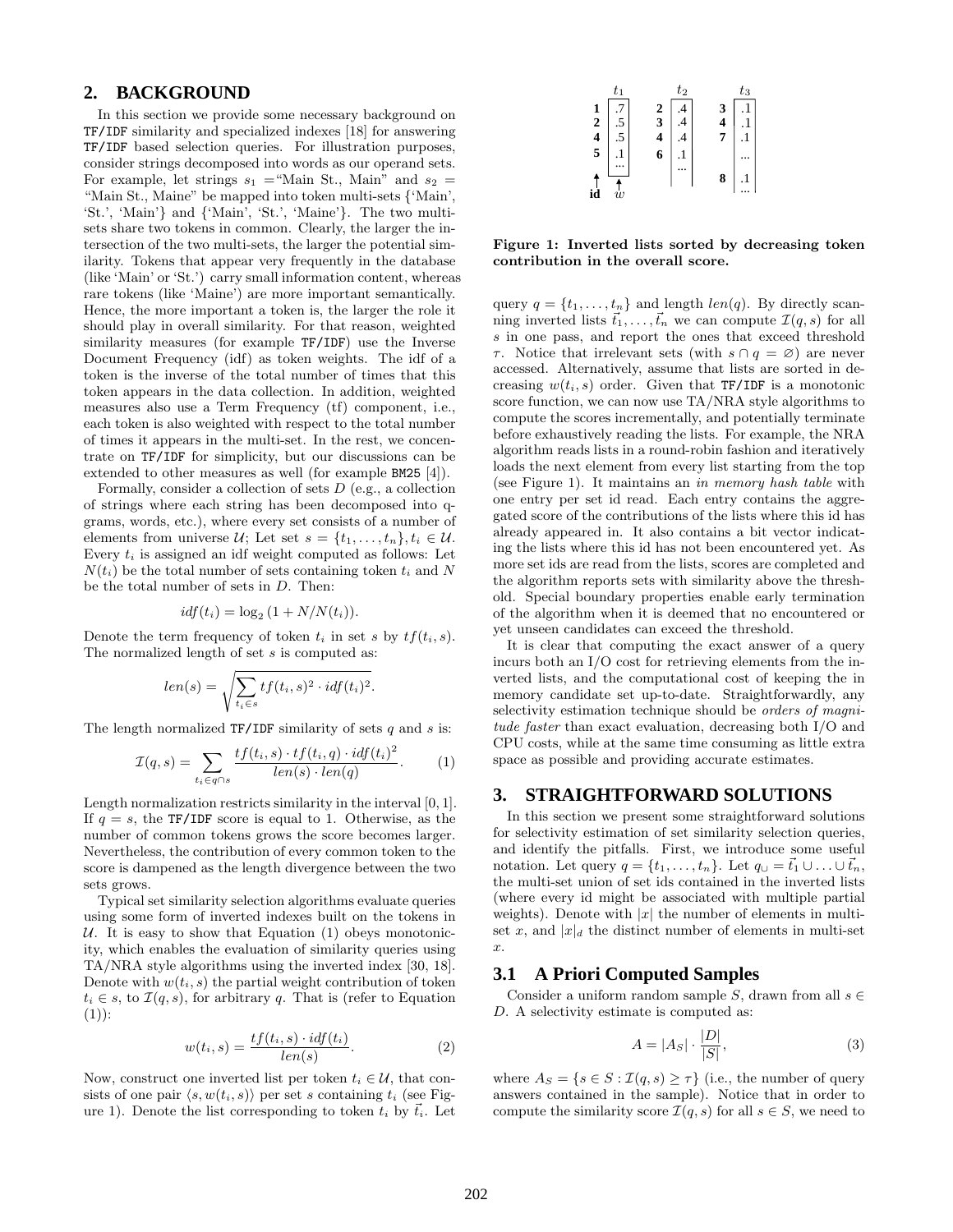## 2. BACKGROUND

In this section we provide some necessary background on TF/IDF similarity and specialized indexes [18] for answering TF/IDF based selection queries. For illustration purposes, consider strings decomposed into words as our operand sets. For example, let strings $s_1$ ="Main St., Main" and $s_2$ = "Main St., Maine" be mapped into token multi-sets {'Main', 'St.', 'Main'} and {'Main', 'St.', 'Maine'}. The two multi-sets share two tokens in common. Clearly, the larger the intersection of the two multi-sets, the larger the potential similarity. Tokens that appear very frequently in the database (like 'Main' or 'St.') carry small information content, whereas rare tokens (like 'Maine') are more important semantically. Hence, the more important a token is, the larger the role it should play in overall similarity. For that reason, weighted similarity measures (for example TF/IDF) use the Inverse Document Frequency (idf) as token weights. The idf of a token is the inverse of the total number of times that this token appears in the data collection. In addition, weighted measures also use a Term Frequency (tf) component, i.e., each token is also weighted with respect to the total number of times it appears in the multi-set. In the rest, we concentrate on TF/IDF for simplicity, but our discussions can be extended to other measures as well (for example BM25 [4]).

Formally, consider a collection of sets $D$ (e.g., a collection of strings where each string has been decomposed into q-grams, words, etc.), where every set consists of a number of elements from universe $\mathcal{U}$; Let set $s = \{t_1, \ldots, t_n\}, t_i \in \mathcal{U}$. Every $t_i$ is assigned an idf weight computed as follows: Let $N(t_i)$ be the total number of sets containing token $t_i$ and $N$ be the total number of sets in $D$. Then:

$$idf(t_i) = \log_2 (1 + N/N(t_i)).$$

Denote the term frequency of token $t_i$ in set $s$ by $tf(t_i, s)$. The normalized length of set $s$ is computed as:

$$len(s) = \sqrt{\sum_{t_i \in s} tf(t_i, s)^2 \cdot idf(t_i)^2}.$$

The length normalized TF/IDF similarity of sets $q$ and $s$ is:

$$\mathcal{I}(q, s) = \sum_{t_i \in q \cap s} \frac{tf(t_i, s) \cdot tf(t_i, q) \cdot idf(t_i)^2}{len(s) \cdot len(q)}. \quad (1)$$

Length normalization restricts similarity in the interval [0, 1]. If $q = s$, the TF/IDF score is equal to 1. Otherwise, as the number of common tokens grows the score becomes larger. Nevertheless, the contribution of every common token to the score is dampened as the length divergence between the two sets grows.

Typical set similarity selection algorithms evaluate queries using some form of inverted indexes built on the tokens in $\mathcal{U}$. It is easy to show that Equation (1) obeys monotonicity, which enables the evaluation of similarity queries using TA/NRA style algorithms using the inverted index [30, 18]. Denote with $w(t_i, s)$ the partial weight contribution of token $t_i \in s$, to $\mathcal{I}(q, s)$, for arbitrary $q$. That is (refer to Equation (1)):

$$w(t_i, s) = \frac{tf(t_i, s) \cdot idf(t_i)}{len(s)}. \quad (2)$$

Now, construct one inverted list per token $t_i \in \mathcal{U}$, that consists of one pair $\langle s, w(t_i, s)\rangle$ per set $s$ containing $t_i$ (see Figure 1). Denote the list corresponding to token $t_i$ by $\vec{t_i}$. Let query $q = \{t_1, \ldots, t_n\}$ and length $len(q)$. By directly scanning inverted lists $\vec{t_1}, \ldots, \vec{t_n}$ we can compute $\mathcal{I}(q, s)$ for all $s$ in one pass, and report the ones that exceed threshold $\tau$. Notice that irrelevant sets (with $s \cap q = \varnothing$) are never accessed. Alternatively, assume that lists are sorted in decreasing $w(t_i, s)$ order. Given that TF/IDF is a monotonic score function, we can now use TA/NRA style algorithms to compute the scores incrementally, and potentially terminate before exhaustively reading the lists. For example, the NRA algorithm reads lists in a round-robin fashion and iteratively loads the next element from every list starting from the top (see Figure 1). It maintains an *in memory hash table* with one entry per set id read. Each entry contains the aggregated score of the contributions of the lists where this id has already appeared in. It also contains a bit vector indicating the lists where this id has not been encountered yet. As more set ids are read from the lists, scores are completed and the algorithm reports sets with similarity above the threshold. Special boundary properties enable early termination of the algorithm when it is deemed that no encountered or yet unseen candidates can exceed the threshold.

| $t_1$ id | $t_1$ $w$ | $t_2$ id | $t_2$ $w$ | $t_3$ id | $t_3$ $w$ |
|---|---|---|---|---|---|
| 1 | .7 | 2 | .4 | 3 | .1 |
| 2 | .5 | 3 | .4 | 4 | .1 |
| 4 | .5 | 4 | .4 | 7 | .1 |
| 5 | .1 | 6 | .1 | | ... |
| | ... | | ... | 8 | .1 |
| | | | | | ... |

**Figure 1: Inverted lists sorted by decreasing token contribution in the overall score.**

It is clear that computing the exact answer of a query incurs both an I/O cost for retrieving elements from the inverted lists, and the computational cost of keeping the in memory candidate set up-to-date. Straightforwardly, any selectivity estimation technique should be *orders of magnitude faster* than exact evaluation, decreasing both I/O and CPU costs, while at the same time consuming as little extra space as possible and providing accurate estimates.

## 3. STRAIGHTFORWARD SOLUTIONS

In this section we present some straightforward solutions for selectivity estimation of set similarity selection queries, and identify the pitfalls. First, we introduce some useful notation. Let query $q = \{t_1, \ldots, t_n\}$. Let $q_\cup = \vec{t_1} \cup \ldots \cup \vec{t_n}$, the multi-set union of set ids contained in the inverted lists (where every id might be associated with multiple partial weights). Denote with $|x|$ the number of elements in multi-set $x$, and $|x|_d$ the distinct number of elements in multi-set $x$.

### 3.1 A Priori Computed Samples

Consider a uniform random sample $S$, drawn from all $s \in D$. A selectivity estimate is computed as:

$$A = |A_S| \cdot \frac{|D|}{|S|}, \quad (3)$$

where $A_S = \{s \in S : \mathcal{I}(q, s) \geq \tau\}$ (i.e., the number of query answers contained in the sample). Notice that in order to compute the similarity score $\mathcal{I}(q, s)$ for all $s \in S$, we need to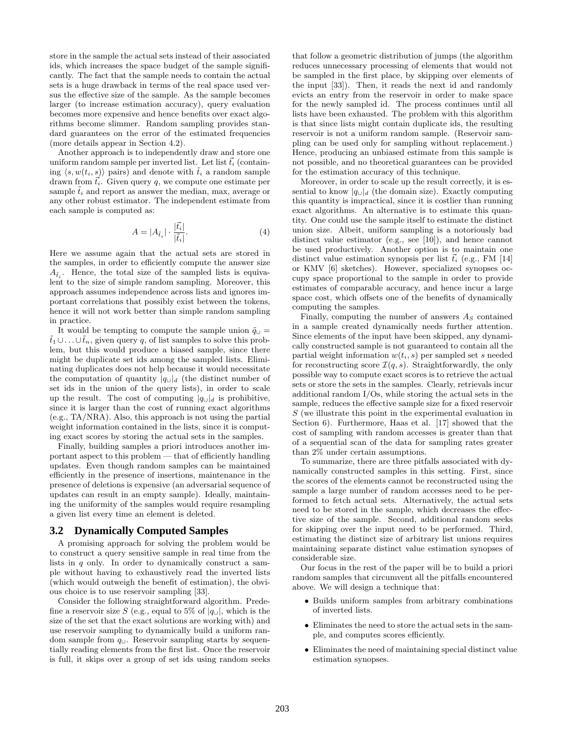store in the sample the actual sets instead of their associated ids, which increases the space budget of the sample significantly. The fact that the sample needs to contain the actual sets is a huge drawback in terms of the real space used versus the effective size of the sample. As the sample becomes larger (to increase estimation accuracy), query evaluation becomes more expensive and hence benefits over exact algorithms become slimmer. Random sampling provides standard guarantees on the error of the estimated frequencies (more details appear in Section 4.2).

Another approach is to independently draw and store one uniform random sample per inverted list. Let list $\vec{t_i}$ (containing $\langle s, w(t_i, s)\rangle$ pairs) and denote with $\tilde{t}_i$ a random sample drawn from $\vec{t_i}$. Given query $q$, we compute one estimate per sample $\tilde{t}_i$ and report as answer the median, max, average or any other robust estimator. The independent estimate from each sample is computed as:

$$A = |A_{\tilde{t}_i}| \cdot \frac{|\vec{t_i}|}{|\tilde{t}_i|}. \quad (4)$$

Here we assume again that the actual sets are stored in the samples, in order to efficiently compute the answer size $A_{\tilde{t}_i}$. Hence, the total size of the sampled lists is equivalent to the size of simple random sampling. Moreover, this approach assumes independence across lists and ignores important correlations that possibly exist between the tokens, hence it will not work better than simple random sampling in practice.

It would be tempting to compute the sample union $\tilde{q}_\cup = \tilde{t}_1 \cup \ldots \cup \tilde{t}_n$, given query $q$, of list samples to solve this problem, but this would produce a biased sample, since there might be duplicate set ids among the sampled lists. Eliminating duplicates does not help because it would necessitate the computation of quantity $|q_\cup|_d$ (the distinct number of set ids in the union of the query lists), in order to scale up the result. The cost of computing $|q_\cup|_d$ is prohibitive, since it is larger than the cost of running exact algorithms (e.g., TA/NRA). Also, this approach is not using the partial weight information contained in the lists, since it is computing exact scores by storing the actual sets in the samples.

Finally, building samples a priori introduces another important aspect to this problem — that of efficiently handling updates. Even though random samples can be maintained efficiently in the presence of insertions, maintenance in the presence of deletions is expensive (an adversarial sequence of updates can result in an empty sample). Ideally, maintaining the uniformity of the samples would require resampling a given list every time an element is deleted.

## 3.2 Dynamically Computed Samples

A promising approach for solving the problem would be to construct a query sensitive sample in real time from the lists in $q$ only. In order to dynamically construct a sample without having to exhaustively read the inverted lists (which would outweigh the benefit of estimation), the obvious choice is to use reservoir sampling [33].

Consider the following straightforward algorithm. Predefine a reservoir size $S$ (e.g., equal to 5% of $|q_\cup|$, which is the size of the set that the exact solutions are working with) and use reservoir sampling to dynamically build a uniform random sample from $q_\cup$. Reservoir sampling starts by sequentially reading elements from the first list. Once the reservoir is full, it skips over a group of set ids using random seeks that follow a geometric distribution of jumps (the algorithm reduces unnecessary processing of elements that would not be sampled in the first place, by skipping over elements of the input [33]). Then, it reads the next id and randomly evicts an entry from the reservoir in order to make space for the newly sampled id. The process continues until all lists have been exhausted. The problem with this algorithm is that since lists might contain duplicate ids, the resulting reservoir is not a uniform random sample. (Reservoir sampling can be used only for sampling without replacement.) Hence, producing an unbiased estimate from this sample is not possible, and no theoretical guarantees can be provided for the estimation accuracy of this technique.

Moreover, in order to scale up the result correctly, it is essential to know $|q_\cup|_d$ (the domain size). Exactly computing this quantity is impractical, since it is costlier than running exact algorithms. An alternative is to estimate this quantity. One could use the sample itself to estimate the distinct union size. Albeit, uniform sampling is a notoriously bad distinct value estimator (e.g., see [10]), and hence cannot be used productively. Another option is to maintain one distinct value estimation synopsis per list $\vec{t_i}$ (e.g., FM [14] or KMV [6] sketches). However, specialized synopses occupy space proportional to the sample in order to provide estimates of comparable accuracy, and hence incur a large space cost, which offsets one of the benefits of dynamically computing the samples.

Finally, computing the number of answers $A_S$ contained in a sample created dynamically needs further attention. Since elements of the input have been skipped, any dynamically constructed sample is not guaranteed to contain all the partial weight information $w(t_i, s)$ per sampled set $s$ needed for reconstructing score $\mathcal{I}(q, s)$. Straightforwardly, the only possible way to compute exact scores is to retrieve the actual sets or store the sets in the samples. Clearly, retrievals incur additional random I/Os, while storing the actual sets in the sample, reduces the effective sample size for a fixed reservoir $S$ (we illustrate this point in the experimental evaluation in Section 6). Furthermore, Haas et al. [17] showed that the cost of sampling with random accesses is greater than that of a sequential scan of the data for sampling rates greater than 2% under certain assumptions.

To summarize, there are three pitfalls associated with dynamically constructed samples in this setting. First, since the scores of the elements cannot be reconstructed using the sample a large number of random accesses need to be performed to fetch actual sets. Alternatively, the actual sets need to be stored in the sample, which decreases the effective size of the sample. Second, additional random seeks for skipping over the input need to be performed. Third, estimating the distinct size of arbitrary list unions requires maintaining separate distinct value estimation synopses of considerable size.

Our focus in the rest of the paper will be to build a priori random samples that circumvent all the pitfalls encountered above. We will design a technique that:

- Builds uniform samples from arbitrary combinations of inverted lists.
- Eliminates the need to store the actual sets in the sample, and computes scores efficiently.
- Eliminates the need of maintaining special distinct value estimation synopses.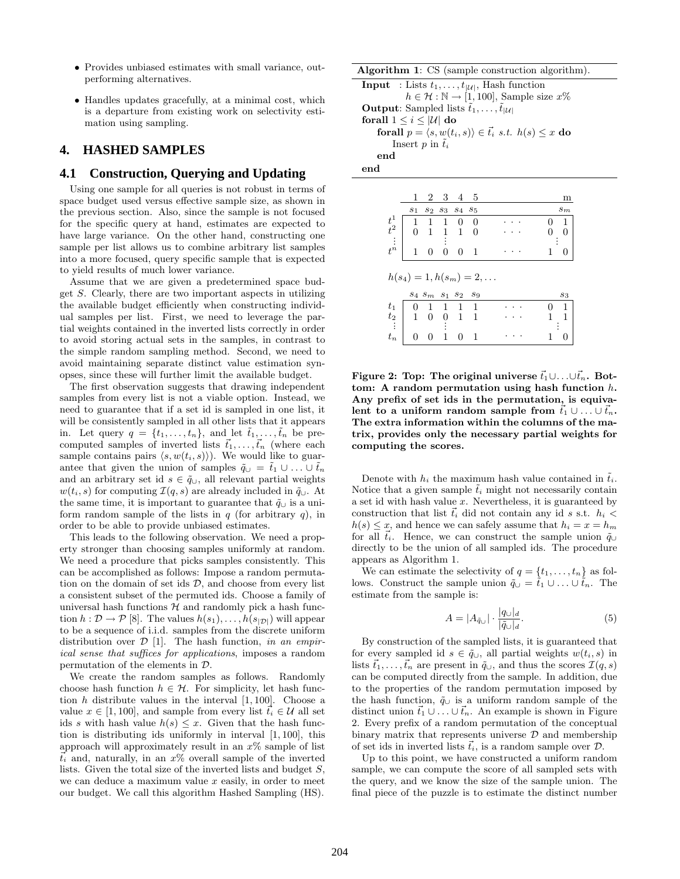- Provides unbiased estimates with small variance, outperforming alternatives.

- Handles updates gracefully, at a minimal cost, which is a departure from existing work on selectivity estimation using sampling.

## 4. HASHED SAMPLES

### 4.1 Construction, Querying and Updating

Using one sample for all queries is not robust in terms of space budget used versus effective sample size, as shown in the previous section. Also, since the sample is not focused for the specific query at hand, estimates are expected to have large variance. On the other hand, constructing one sample per list allows us to combine arbitrary list samples into a more focused, query specific sample that is expected to yield results of much lower variance.

Assume that we are given a predetermined space budget $S$. Clearly, there are two important aspects in utilizing the available budget efficiently when constructing individual samples per list. First, we need to leverage the partial weights contained in the inverted lists correctly in order to avoid storing actual sets in the samples, in contrast to the simple random sampling method. Second, we need to avoid maintaining separate distinct value estimation synopses, since these will further limit the available budget.

The first observation suggests that drawing independent samples from every list is not a viable option. Instead, we need to guarantee that if a set id is sampled in one list, it will be consistently sampled in all other lists that it appears in. Let query $q = \{t_1, \ldots, t_n\}$, and let $\tilde{t}_1, \ldots, \tilde{t}_n$ be precomputed samples of inverted lists $\vec{t}_1, \ldots, \vec{t}_n$ (where each sample contains pairs $\langle s, w(t_i, s)\rangle$). We would like to guarantee that given the union of samples $\tilde{q}_\cup = \tilde{t}_1 \cup \ldots \cup \tilde{t}_n$ and an arbitrary set id $s \in \tilde{q}_\cup$, all relevant partial weights $w(t_i, s)$ for computing $\mathcal{I}(q, s)$ are already included in $\tilde{q}_\cup$. At the same time, it is important to guarantee that $\tilde{q}_\cup$ is a uniform random sample of the lists in $q$ (for arbitrary $q$), in order to be able to provide unbiased estimates.

This leads to the following observation. We need a property stronger than choosing samples uniformly at random. We need a procedure that picks samples consistently. This can be accomplished as follows: Impose a random permutation on the domain of set ids $\mathcal{D}$, and choose from every list a consistent subset of the permuted ids. Choose a family of universal hash functions $\mathcal{H}$ and randomly pick a hash function $h : \mathcal{D} \to \mathcal{P}$ [8]. The values $h(s_1), \ldots, h(s_{|\mathcal{D}|})$ will appear to be a sequence of i.i.d. samples from the discrete uniform distribution over $\mathcal{D}$ [1]. The hash function, *in an empirical sense that suffices for applications*, imposes a random permutation of the elements in $\mathcal{D}$.

We create the random samples as follows. Randomly choose hash function $h \in \mathcal{H}$. For simplicity, let hash function $h$ distribute values in the interval $[1, 100]$. Choose a value $x \in [1, 100]$, and sample from every list $\vec{t}_i \in \mathcal{U}$ all set ids $s$ with hash value $h(s) \leq x$. Given that the hash function is distributing ids uniformly in interval $[1, 100]$, this approach will approximately result in an $x\%$ sample of list $\vec{t}_i$ and, naturally, in an $x\%$ overall sample of the inverted lists. Given the total size of the inverted lists and budget $S$, we can deduce a maximum value $x$ easily, in order to meet our budget. We call this algorithm Hashed Sampling (HS).

**Algorithm 1**: CS (sample construction algorithm).

**Input** : Lists $t_1, \ldots, t_{|\mathcal{U}|}$, Hash function $h \in \mathcal{H} : \mathbb{N} \to [1, 100]$, Sample size $x\%$
**Output**: Sampled lists $\tilde{t}_1, \ldots, \tilde{t}_{|\mathcal{U}|}$
**forall** $1 \leq i \leq |\mathcal{U}|$ **do**
  **forall** $p = \langle s, w(t_i, s)\rangle \in \vec{t}_i$ *s.t.* $h(s) \leq x$ **do**
    Insert $p$ in $\tilde{t}_i$
  **end**
**end**

| | 1 | 2 | 3 | 4 | 5 | | | m |
|---|---|---|---|---|---|---|---|---|
| | $s_1$ | $s_2$ | $s_3$ | $s_4$ | $s_5$ | | | $s_m$ |
| $t^1$ | 1 | 1 | 1 | 0 | 0 | $\cdots$ | 0 | 1 |
| $t^2$ | 0 | 1 | 1 | 1 | 0 | $\cdots$ | 0 | 0 |
| $\vdots$ | | | $\vdots$ | | | | | $\vdots$ |
| $t^n$ | 1 | 0 | 0 | 0 | 1 | $\cdots$ | 1 | 0 |

$h(s_4) = 1, h(s_m) = 2, \ldots$

| | $s_4$ | $s_m$ | $s_1$ | $s_2$ | $s_9$ | | | $s_3$ |
|---|---|---|---|---|---|---|---|---|
| $t_1$ | 0 | 1 | 1 | 1 | 1 | $\cdots$ | 0 | 1 |
| $t_2$ | 1 | 0 | 0 | 1 | 1 | $\cdots$ | 1 | 1 |
| $\vdots$ | | | $\vdots$ | | | | | $\vdots$ |
| $t_n$ | 0 | 0 | 1 | 0 | 1 | $\cdots$ | 1 | 0 |

**Figure 2: Top: The original universe $\vec{t}_1 \cup \ldots \cup \vec{t}_n$. Bottom: A random permutation using hash function $h$. Any prefix of set ids in the permutation, is equivalent to a uniform random sample from $\vec{t}_1 \cup \ldots \cup \vec{t}_n$. The extra information within the columns of the matrix, provides only the necessary partial weights for computing the scores.**

Denote with $h_i$ the maximum hash value contained in $\tilde{t}_i$. Notice that a given sample $\tilde{t}_i$ might not necessarily contain a set id with hash value $x$. Nevertheless, it is guaranteed by construction that list $\vec{t}_i$ did not contain any id $s$ s.t. $h_i < h(s) \leq x$, and hence we can safely assume that $h_i = x = h_m$ for all $\tilde{t}_i$. Hence, we can construct the sample union $\tilde{q}_\cup$ directly to be the union of all sampled ids. The procedure appears as Algorithm 1.

We can estimate the selectivity of $q = \{t_1, \ldots, t_n\}$ as follows. Construct the sample union $\tilde{q}_\cup = \tilde{t}_1 \cup \ldots \cup \tilde{t}_n$. The estimate from the sample is:

$$A = |A_{\tilde{q}_\cup}| \cdot \frac{|q_\cup|_d}{|\tilde{q}_\cup|_d}. \tag{5}$$

By construction of the sampled lists, it is guaranteed that for every sampled id $s \in \tilde{q}_\cup$, all partial weights $w(t_i, s)$ in lists $\vec{t}_1, \ldots, \vec{t}_n$ are present in $\tilde{q}_\cup$, and thus the scores $\mathcal{I}(q, s)$ can be computed directly from the sample. In addition, due to the properties of the random permutation imposed by the hash function, $\tilde{q}_\cup$ is a uniform random sample of the distinct union $\vec{t}_1 \cup \ldots \cup \vec{t}_n$. An example is shown in Figure 2. Every prefix of a random permutation of the conceptual binary matrix that represents universe $\mathcal{D}$ and membership of set ids in inverted lists $\vec{t}_i$, is a random sample over $\mathcal{D}$.

Up to this point, we have constructed a uniform random sample, we can compute the score of all sampled sets with the query, and we know the size of the sample union. The final piece of the puzzle is to estimate the distinct number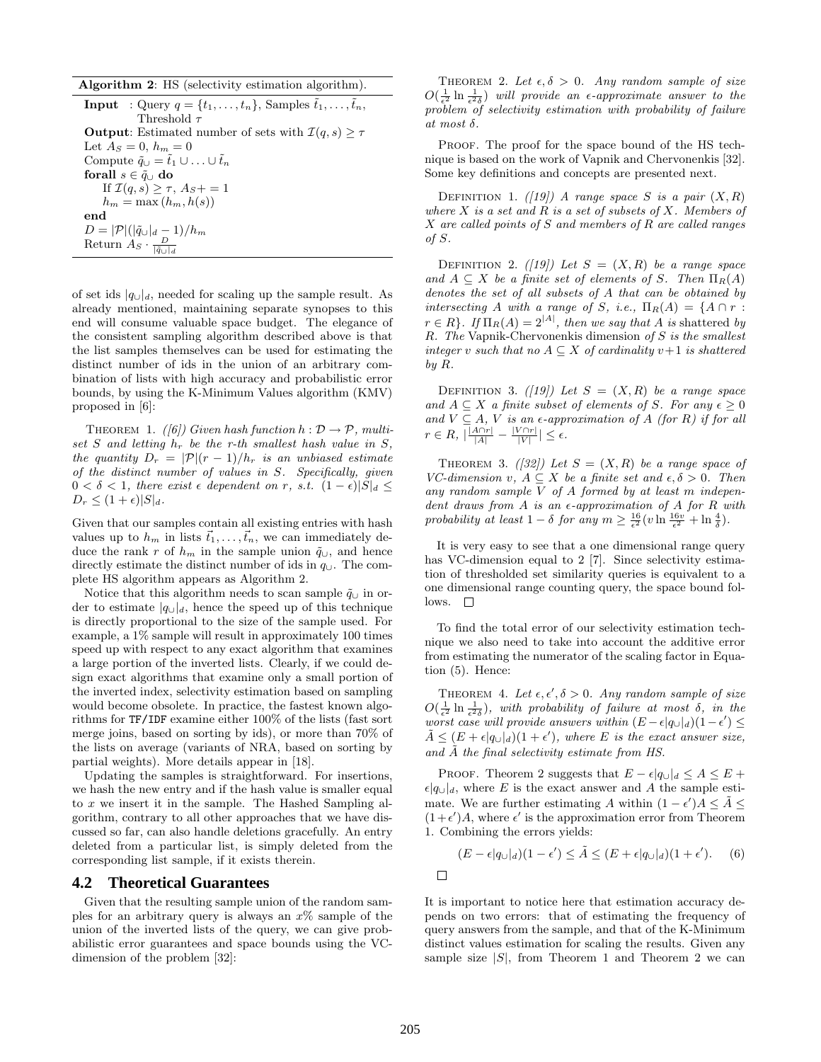**Algorithm 2**: HS (selectivity estimation algorithm).

**Input** : Query $q = \{t_1, \ldots, t_n\}$, Samples $\tilde{t}_1, \ldots, \tilde{t}_n$, Threshold $\tau$
**Output**: Estimated number of sets with $\mathcal{I}(q, s) \geq \tau$
Let $A_S = 0$, $h_m = 0$
Compute $\tilde{q}_\cup = \tilde{t}_1 \cup \ldots \cup \tilde{t}_n$
**forall** $s \in \tilde{q}_\cup$ **do**
  If $\mathcal{I}(q, s) \geq \tau$, $A_S += 1$
  $h_m = \max(h_m, h(s))$
**end**
$D = |\mathcal{P}|(|\tilde{q}_\cup|_d - 1)/h_m$
Return $A_S \cdot \frac{D}{|\tilde{q}_\cup|_d}$

of set ids $|q_\cup|_d$, needed for scaling up the sample result. As already mentioned, maintaining separate synopses to this end will consume valuable space budget. The elegance of the consistent sampling algorithm described above is that the list samples themselves can be used for estimating the distinct number of ids in the union of an arbitrary combination of lists with high accuracy and probabilistic error bounds, by using the K-Minimum Values algorithm (KMV) proposed in [6]:

Theorem 1. *([6]) Given hash function $h : \mathcal{D} \to \mathcal{P}$, multiset $S$ and letting $h_r$ be the r-th smallest hash value in $S$, the quantity $D_r = |\mathcal{P}|(r-1)/h_r$ is an unbiased estimate of the distinct number of values in $S$. Specifically, given $0 < \delta < 1$, there exist $\epsilon$ dependent on $r$, s.t. $(1-\epsilon)|S|_d \leq D_r \leq (1+\epsilon)|S|_d$.*

Given that our samples contain all existing entries with hash values up to $h_m$ in lists $\vec{t}_1, \ldots, \vec{t}_n$, we can immediately deduce the rank $r$ of $h_m$ in the sample union $\tilde{q}_\cup$, and hence directly estimate the distinct number of ids in $q_\cup$. The complete HS algorithm appears as Algorithm 2.

Notice that this algorithm needs to scan sample $\tilde{q}_\cup$ in order to estimate $|q_\cup|_d$, hence the speed up of this technique is directly proportional to the size of the sample used. For example, a 1% sample will result in approximately 100 times speed up with respect to any exact algorithm that examines a large portion of the inverted lists. Clearly, if we could design exact algorithms that examine only a small portion of the inverted index, selectivity estimation based on sampling would become obsolete. In practice, the fastest known algorithms for TF/IDF examine either 100% of the lists (fast sort merge joins, based on sorting by ids), or more than 70% of the lists on average (variants of NRA, based on sorting by partial weights). More details appear in [18].

Updating the samples is straightforward. For insertions, we hash the new entry and if the hash value is smaller equal to $x$ we insert it in the sample. The Hashed Sampling algorithm, contrary to all other approaches that we have discussed so far, can also handle deletions gracefully. An entry deleted from a particular list, is simply deleted from the corresponding list sample, if it exists therein.

## 4.2 Theoretical Guarantees

Given that the resulting sample union of the random samples for an arbitrary query is always an $x$% sample of the union of the inverted lists of the query, we can give probabilistic error guarantees and space bounds using the VC-dimension of the problem [32]:

Theorem 2. *Let $\epsilon, \delta > 0$. Any random sample of size $O(\frac{1}{\epsilon^2} \ln \frac{1}{\epsilon^2 \delta})$ will provide an $\epsilon$-approximate answer to the problem of selectivity estimation with probability of failure at most $\delta$.*

Proof. The proof for the space bound of the HS technique is based on the work of Vapnik and Chervonenkis [32]. Some key definitions and concepts are presented next.

Definition 1. *([19]) A range space $S$ is a pair $(X, R)$ where $X$ is a set and $R$ is a set of subsets of $X$. Members of $X$ are called points of $S$ and members of $R$ are called ranges of $S$.*

Definition 2. *([19]) Let $S = (X, R)$ be a range space and $A \subseteq X$ be a finite set of elements of $S$. Then $\Pi_R(A)$ denotes the set of all subsets of $A$ that can be obtained by intersecting $A$ with a range of $S$, i.e., $\Pi_R(A) = \{A \cap r : r \in R\}$. If $\Pi_R(A) = 2^{|A|}$, then we say that $A$ is shattered by $R$. The Vapnik-Chervonenkis dimension of $S$ is the smallest integer $v$ such that no $A \subseteq X$ of cardinality $v+1$ is shattered by $R$.*

Definition 3. *([19]) Let $S = (X, R)$ be a range space and $A \subseteq X$ a finite subset of elements of $S$. For any $\epsilon \geq 0$ and $V \subseteq A$, $V$ is an $\epsilon$-approximation of $A$ (for $R$) if for all $r \in R$, $|\frac{|A \cap r|}{|A|} - \frac{|V \cap r|}{|V|}| \leq \epsilon$.*

Theorem 3. *([32]) Let $S = (X, R)$ be a range space of VC-dimension $v$, $A \subseteq X$ be a finite set and $\epsilon, \delta > 0$. Then any random sample $V$ of $A$ formed by at least $m$ independent draws from $A$ is an $\epsilon$-approximation of $A$ for $R$ with probability at least $1 - \delta$ for any $m \geq \frac{16}{\epsilon^2}(v \ln \frac{16v}{\epsilon^2} + \ln \frac{4}{\delta})$.*

It is very easy to see that a one dimensional range query has VC-dimension equal to 2 [7]. Since selectivity estimation of thresholded set similarity queries is equivalent to a one dimensional range counting query, the space bound follows. $\square$

To find the total error of our selectivity estimation technique we also need to take into account the additive error from estimating the numerator of the scaling factor in Equation (5). Hence:

Theorem 4. *Let $\epsilon, \epsilon', \delta > 0$. Any random sample of size $O(\frac{1}{\epsilon^2} \ln \frac{1}{\epsilon^2 \delta})$, with probability of failure at most $\delta$, in the worst case will provide answers within $(E - \epsilon|q_\cup|_d)(1-\epsilon') \leq \tilde{A} \leq (E + \epsilon|q_\cup|_d)(1+\epsilon')$, where $E$ is the exact answer size, and $\tilde{A}$ the final selectivity estimate from HS.*

Proof. Theorem 2 suggests that $E - \epsilon|q_\cup|_d \leq A \leq E + \epsilon|q_\cup|_d$, where $E$ is the exact answer and $A$ the sample estimate. We are further estimating $A$ within $(1-\epsilon')A \leq \tilde{A} \leq (1+\epsilon')A$, where $\epsilon'$ is the approximation error from Theorem 1. Combining the errors yields:

$$(E - \epsilon|q_\cup|_d)(1-\epsilon') \leq \tilde{A} \leq (E + \epsilon|q_\cup|_d)(1+\epsilon'). \quad (6)$$

$\square$

It is important to notice here that estimation accuracy depends on two errors: that of estimating the frequency of query answers from the sample, and that of the K-Minimum distinct values estimation for scaling the results. Given any sample size $|S|$, from Theorem 1 and Theorem 2 we can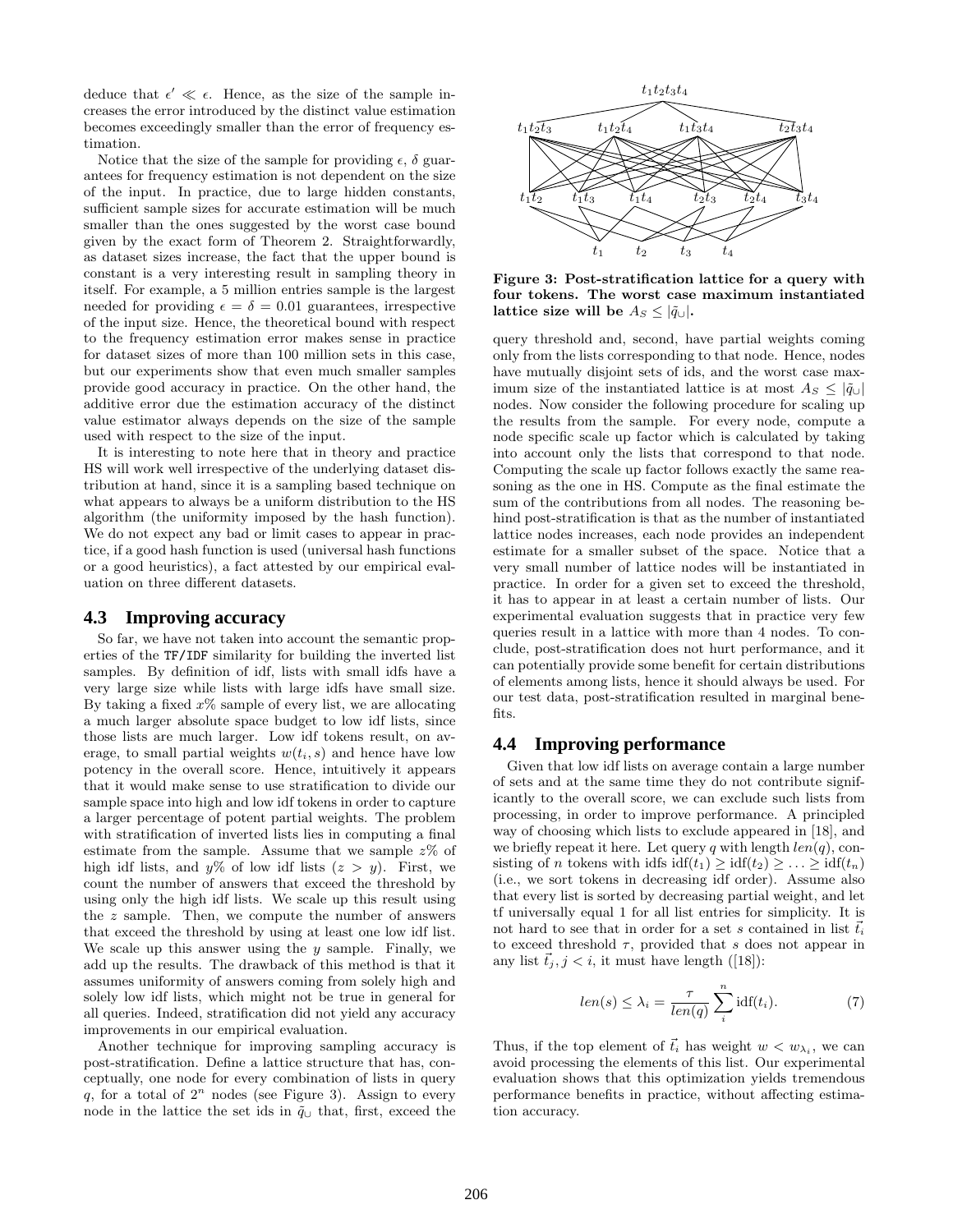deduce that $\epsilon' \ll \epsilon$. Hence, as the size of the sample increases the error introduced by the distinct value estimation becomes exceedingly smaller than the error of frequency estimation.

Notice that the size of the sample for providing $\epsilon$, $\delta$ guarantees for frequency estimation is not dependent on the size of the input. In practice, due to large hidden constants, sufficient sample sizes for accurate estimation will be much smaller than the ones suggested by the worst case bound given by the exact form of Theorem 2. Straightforwardly, as dataset sizes increase, the fact that the upper bound is constant is a very interesting result in sampling theory in itself. For example, a 5 million entries sample is the largest needed for providing $\epsilon = \delta = 0.01$ guarantees, irrespective of the input size. Hence, the theoretical bound with respect to the frequency estimation error makes sense in practice for dataset sizes of more than 100 million sets in this case, but our experiments show that even much smaller samples provide good accuracy in practice. On the other hand, the additive error due the estimation accuracy of the distinct value estimator always depends on the size of the sample used with respect to the size of the input.

It is interesting to note here that in theory and practice HS will work well irrespective of the underlying dataset distribution at hand, since it is a sampling based technique on what appears to always be a uniform distribution to the HS algorithm (the uniformity imposed by the hash function). We do not expect any bad or limit cases to appear in practice, if a good hash function is used (universal hash functions or a good heuristics), a fact attested by our empirical evaluation on three different datasets.

## 4.3 Improving accuracy

So far, we have not taken into account the semantic properties of the TF/IDF similarity for building the inverted list samples. By definition of idf, lists with small idfs have a very large size while lists with large idfs have small size. By taking a fixed $x\%$ sample of every list, we are allocating a much larger absolute space budget to low idf lists, since those lists are much larger. Low idf tokens result, on average, to small partial weights $w(t_i, s)$ and hence have low potency in the overall score. Hence, intuitively it appears that it would make sense to use stratification to divide our sample space into high and low idf tokens in order to capture a larger percentage of potent partial weights. The problem with stratification of inverted lists lies in computing a final estimate from the sample. Assume that we sample $z\%$ of high idf lists, and $y\%$ of low idf lists ($z > y$). First, we count the number of answers that exceed the threshold by using only the high idf lists. We scale up this result using the $z$ sample. Then, we compute the number of answers that exceed the threshold by using at least one low idf list. We scale up this answer using the $y$ sample. Finally, we add up the results. The drawback of this method is that it assumes uniformity of answers coming from solely high and solely low idf lists, which might not be true in general for all queries. Indeed, stratification did not yield any accuracy improvements in our empirical evaluation.

Another technique for improving sampling accuracy is post-stratification. Define a lattice structure that has, conceptually, one node for every combination of lists in query $q$, for a total of $2^n$ nodes (see Figure 3). Assign to every node in the lattice the set ids in $\tilde{q}_\cup$ that, first, exceed the query threshold and, second, have partial weights coming only from the lists corresponding to that node. Hence, nodes have mutually disjoint sets of ids, and the worst case maximum size of the instantiated lattice is at most $A_S \leq |\tilde{q}_\cup|$ nodes. Now consider the following procedure for scaling up the results from the sample. For every node, compute a node specific scale up factor which is calculated by taking into account only the lists that correspond to that node. Computing the scale up factor follows exactly the same reasoning as the one in HS. Compute as the final estimate the sum of the contributions from all nodes. The reasoning behind post-stratification is that as the number of instantiated lattice nodes increases, each node provides an independent estimate for a smaller subset of the space. Notice that a very small number of lattice nodes will be instantiated in practice. In order for a given set to exceed the threshold, it has to appear in at least a certain number of lists. Our experimental evaluation suggests that in practice very few queries result in a lattice with more than 4 nodes. To conclude, post-stratification does not hurt performance, and it can potentially provide some benefit for certain distributions of elements among lists, hence it should always be used. For our test data, post-stratification resulted in marginal benefits.

**Figure 3: Post-stratification lattice for a query with four tokens. The worst case maximum instantiated lattice size will be $A_S \leq |\tilde{q}_\cup|$.**

## 4.4 Improving performance

Given that low idf lists on average contain a large number of sets and at the same time they do not contribute significantly to the overall score, we can exclude such lists from processing, in order to improve performance. A principled way of choosing which lists to exclude appeared in [18], and we briefly repeat it here. Let query $q$ with length $len(q)$, consisting of $n$ tokens with idfs $\text{idf}(t_1) \geq \text{idf}(t_2) \geq \ldots \geq \text{idf}(t_n)$ (i.e., we sort tokens in decreasing idf order). Assume also that every list is sorted by decreasing partial weight, and let tf universally equal 1 for all list entries for simplicity. It is not hard to see that in order for a set $s$ contained in list $\vec{t_i}$ to exceed threshold $\tau$, provided that $s$ does not appear in any list $\vec{t_j}, j < i$, it must have length ([18]):

$$len(s) \leq \lambda_i = \frac{\tau}{len(q)} \sum_{i}^{n} \text{idf}(t_i). \tag{7}$$

Thus, if the top element of $\vec{t_i}$ has weight $w < w_{\lambda_i}$, we can avoid processing the elements of this list. Our experimental evaluation shows that this optimization yields tremendous performance benefits in practice, without affecting estimation accuracy.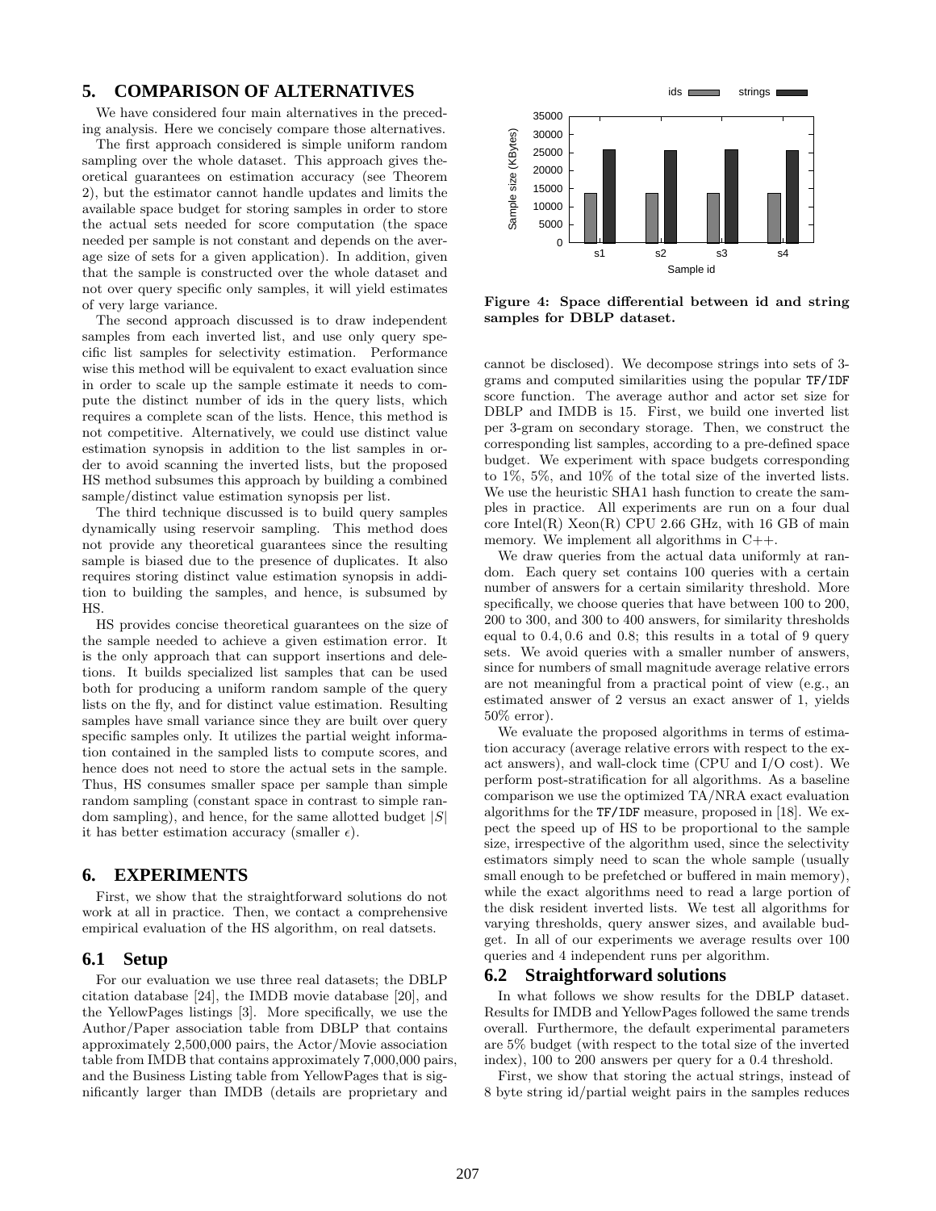## 5. COMPARISON OF ALTERNATIVES

We have considered four main alternatives in the preceding analysis. Here we concisely compare those alternatives.

The first approach considered is simple uniform random sampling over the whole dataset. This approach gives theoretical guarantees on estimation accuracy (see Theorem 2), but the estimator cannot handle updates and limits the available space budget for storing samples in order to store the actual sets needed for score computation (the space needed per sample is not constant and depends on the average size of sets for a given application). In addition, given that the sample is constructed over the whole dataset and not over query specific only samples, it will yield estimates of very large variance.

The second approach discussed is to draw independent samples from each inverted list, and use only query specific list samples for selectivity estimation. Performance wise this method will be equivalent to exact evaluation since in order to scale up the sample estimate it needs to compute the distinct number of ids in the query lists, which requires a complete scan of the lists. Hence, this method is not competitive. Alternatively, we could use distinct value estimation synopsis in addition to the list samples in order to avoid scanning the inverted lists, but the proposed HS method subsumes this approach by building a combined sample/distinct value estimation synopsis per list.

The third technique discussed is to build query samples dynamically using reservoir sampling. This method does not provide any theoretical guarantees since the resulting sample is biased due to the presence of duplicates. It also requires storing distinct value estimation synopsis in addition to building the samples, and hence, is subsumed by HS.

HS provides concise theoretical guarantees on the size of the sample needed to achieve a given estimation error. It is the only approach that can support insertions and deletions. It builds specialized list samples that can be used both for producing a uniform random sample of the query lists on the fly, and for distinct value estimation. Resulting samples have small variance since they are built over query specific samples only. It utilizes the partial weight information contained in the sampled lists to compute scores, and hence does not need to store the actual sets in the sample. Thus, HS consumes smaller space per sample than simple random sampling (constant space in contrast to simple random sampling), and hence, for the same allotted budget $|S|$ it has better estimation accuracy (smaller $\epsilon$).

## 6. EXPERIMENTS

First, we show that the straightforward solutions do not work at all in practice. Then, we contact a comprehensive empirical evaluation of the HS algorithm, on real datsets.

### 6.1 Setup

For our evaluation we use three real datasets; the DBLP citation database [24], the IMDB movie database [20], and the YellowPages listings [3]. More specifically, we use the Author/Paper association table from DBLP that contains approximately 2,500,000 pairs, the Actor/Movie association table from IMDB that contains approximately 7,000,000 pairs, and the Business Listing table from YellowPages that is significantly larger than IMDB (details are proprietary and cannot be disclosed). We decompose strings into sets of 3-grams and computed similarities using the popular TF/IDF score function. The average author and actor set size for DBLP and IMDB is 15. First, we build one inverted list per 3-gram on secondary storage. Then, we construct the corresponding list samples, according to a pre-defined space budget. We experiment with space budgets corresponding to 1%, 5%, and 10% of the total size of the inverted lists. We use the heuristic SHA1 hash function to create the samples in practice. All experiments are run on a four dual core Intel(R) Xeon(R) CPU 2.66 GHz, with 16 GB of main memory. We implement all algorithms in C++.

We draw queries from the actual data uniformly at random. Each query set contains 100 queries with a certain number of answers for a certain similarity threshold. More specifically, we choose queries that have between 100 to 200, 200 to 300, and 300 to 400 answers, for similarity thresholds equal to $0.4, 0.6$ and $0.8$; this results in a total of 9 query sets. We avoid queries with a smaller number of answers, since for numbers of small magnitude average relative errors are not meaningful from a practical point of view (e.g., an estimated answer of 2 versus an exact answer of 1, yields 50% error).

We evaluate the proposed algorithms in terms of estimation accuracy (average relative errors with respect to the exact answers), and wall-clock time (CPU and I/O cost). We perform post-stratification for all algorithms. As a baseline comparison we use the optimized TA/NRA exact evaluation algorithms for the TF/IDF measure, proposed in [18]. We expect the speed up of HS to be proportional to the sample size, irrespective of the algorithm used, since the selectivity estimators simply need to scan the whole sample (usually small enough to be prefetched or buffered in main memory), while the exact algorithms need to read a large portion of the disk resident inverted lists. We test all algorithms for varying thresholds, query answer sizes, and available budget. In all of our experiments we average results over 100 queries and 4 independent runs per algorithm.

Figure 4: Space differential between id and string samples for DBLP dataset.

### 6.2 Straightforward solutions

In what follows we show results for the DBLP dataset. Results for IMDB and YellowPages followed the same trends overall. Furthermore, the default experimental parameters are 5% budget (with respect to the total size of the inverted index), 100 to 200 answers per query for a 0.4 threshold.

First, we show that storing the actual strings, instead of 8 byte string id/partial weight pairs in the samples reduces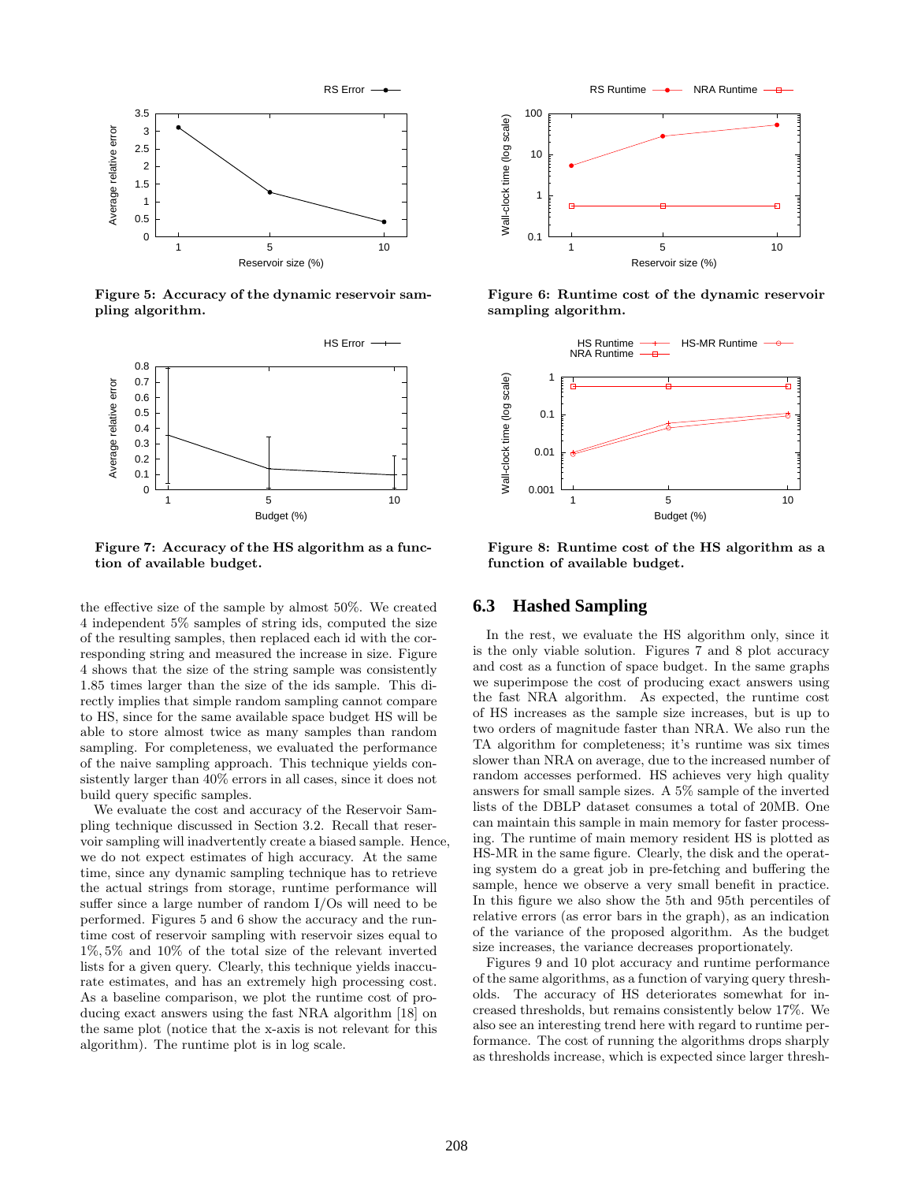Figure 5: Accuracy of the dynamic reservoir sampling algorithm.

Figure 6: Runtime cost of the dynamic reservoir sampling algorithm.

Figure 7: Accuracy of the HS algorithm as a function of available budget.

Figure 8: Runtime cost of the HS algorithm as a function of available budget.

the effective size of the sample by almost 50%. We created 4 independent 5% samples of string ids, computed the size of the resulting samples, then replaced each id with the corresponding string and measured the increase in size. Figure 4 shows that the size of the string sample was consistently 1.85 times larger than the size of the ids sample. This directly implies that simple random sampling cannot compare to HS, since for the same available space budget HS will be able to store almost twice as many samples than random sampling. For completeness, we evaluated the performance of the naive sampling approach. This technique yields consistently larger than 40% errors in all cases, since it does not build query specific samples.

We evaluate the cost and accuracy of the Reservoir Sampling technique discussed in Section 3.2. Recall that reservoir sampling will inadvertently create a biased sample. Hence, we do not expect estimates of high accuracy. At the same time, since any dynamic sampling technique has to retrieve the actual strings from storage, runtime performance will suffer since a large number of random I/Os will need to be performed. Figures 5 and 6 show the accuracy and the runtime cost of reservoir sampling with reservoir sizes equal to $1\%, 5\%$ and $10\%$ of the total size of the relevant inverted lists for a given query. Clearly, this technique yields inaccurate estimates, and has an extremely high processing cost. As a baseline comparison, we plot the runtime cost of producing exact answers using the fast NRA algorithm [18] on the same plot (notice that the x-axis is not relevant for this algorithm). The runtime plot is in log scale.

## 6.3 Hashed Sampling

In the rest, we evaluate the HS algorithm only, since it is the only viable solution. Figures 7 and 8 plot accuracy and cost as a function of space budget. In the same graphs we superimpose the cost of producing exact answers using the fast NRA algorithm. As expected, the runtime cost of HS increases as the sample size increases, but is up to two orders of magnitude faster than NRA. We also run the TA algorithm for completeness; it's runtime was six times slower than NRA on average, due to the increased number of random accesses performed. HS achieves very high quality answers for small sample sizes. A 5% sample of the inverted lists of the DBLP dataset consumes a total of 20MB. One can maintain this sample in main memory for faster processing. The runtime of main memory resident HS is plotted as HS-MR in the same figure. Clearly, the disk and the operating system do a great job in pre-fetching and buffering the sample, hence we observe a very small benefit in practice. In this figure we also show the 5th and 95th percentiles of relative errors (as error bars in the graph), as an indication of the variance of the proposed algorithm. As the budget size increases, the variance decreases proportionately.

Figures 9 and 10 plot accuracy and runtime performance of the same algorithms, as a function of varying query thresholds. The accuracy of HS deteriorates somewhat for increased thresholds, but remains consistently below 17%. We also see an interesting trend here with regard to runtime performance. The cost of running the algorithms drops sharply as thresholds increase, which is expected since larger thresh-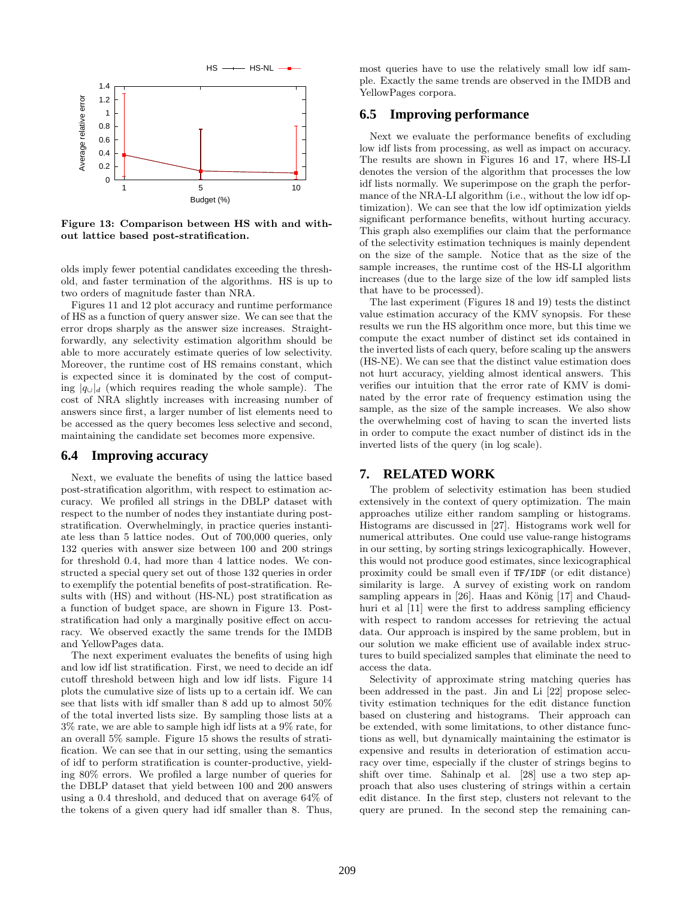HS HS-NL

1.4
1.2
1
0.8
0.6
0.4
0.2
0

Average relative error

1 5 10

Budget (%)

**Figure 13: Comparison between HS with and without lattice based post-stratification.**

olds imply fewer potential candidates exceeding the threshold, and faster termination of the algorithms. HS is up to two orders of magnitude faster than NRA.

Figures 11 and 12 plot accuracy and runtime performance of HS as a function of query answer size. We can see that the error drops sharply as the answer size increases. Straightforwardly, any selectivity estimation algorithm should be able to more accurately estimate queries of low selectivity. Moreover, the runtime cost of HS remains constant, which is expected since it is dominated by the cost of computing $|q_{\cup}|_d$ (which requires reading the whole sample). The cost of NRA slightly increases with increasing number of answers since first, a larger number of list elements need to be accessed as the query becomes less selective and second, maintaining the candidate set becomes more expensive.

## 6.4 Improving accuracy

Next, we evaluate the benefits of using the lattice based post-stratification algorithm, with respect to estimation accuracy. We profiled all strings in the DBLP dataset with respect to the number of nodes they instantiate during post-stratification. Overwhelmingly, in practice queries instantiate less than 5 lattice nodes. Out of 700,000 queries, only 132 queries with answer size between 100 and 200 strings for threshold 0.4, had more than 4 lattice nodes. We constructed a special query set out of those 132 queries in order to exemplify the potential benefits of post-stratification. Results with (HS) and without (HS-NL) post stratification as a function of budget space, are shown in Figure 13. Post-stratification had only a marginally positive effect on accuracy. We observed exactly the same trends for the IMDB and YellowPages data.

The next experiment evaluates the benefits of using high and low idf list stratification. First, we need to decide an idf cutoff threshold between high and low idf lists. Figure 14 plots the cumulative size of lists up to a certain idf. We can see that lists with idf smaller than 8 add up to almost 50% of the total inverted lists size. By sampling those lists at a 3% rate, we are able to sample high idf lists at a 9% rate, for an overall 5% sample. Figure 15 shows the results of stratification. We can see that in our setting, using the semantics of idf to perform stratification is counter-productive, yielding 80% errors. We profiled a large number of queries for the DBLP dataset that yield between 100 and 200 answers using a 0.4 threshold, and deduced that on average 64% of the tokens of a given query had idf smaller than 8. Thus, most queries have to use the relatively small low idf sample. Exactly the same trends are observed in the IMDB and YellowPages corpora.

## 6.5 Improving performance

Next we evaluate the performance benefits of excluding low idf lists from processing, as well as impact on accuracy. The results are shown in Figures 16 and 17, where HS-LI denotes the version of the algorithm that processes the low idf lists normally. We superimpose on the graph the performance of the NRA-LI algorithm (i.e., without the low idf optimization). We can see that the low idf optimization yields significant performance benefits, without hurting accuracy. This graph also exemplifies our claim that the performance of the selectivity estimation techniques is mainly dependent on the size of the sample. Notice that as the size of the sample increases, the runtime cost of the HS-LI algorithm increases (due to the large size of the low idf sampled lists that have to be processed).

The last experiment (Figures 18 and 19) tests the distinct value estimation accuracy of the KMV synopsis. For these results we run the HS algorithm once more, but this time we compute the exact number of distinct set ids contained in the inverted lists of each query, before scaling up the answers (HS-NE). We can see that the distinct value estimation does not hurt accuracy, yielding almost identical answers. This verifies our intuition that the error rate of KMV is dominated by the error rate of frequency estimation using the sample, as the size of the sample increases. We also show the overwhelming cost of having to scan the inverted lists in order to compute the exact number of distinct ids in the inverted lists of the query (in log scale).

# 7. RELATED WORK

The problem of selectivity estimation has been studied extensively in the context of query optimization. The main approaches utilize either random sampling or histograms. Histograms are discussed in [27]. Histograms work well for numerical attributes. One could use value-range histograms in our setting, by sorting strings lexicographically. However, this would not produce good estimates, since lexicographical proximity could be small even if TF/IDF (or edit distance) similarity is large. A survey of existing work on random sampling appears in [26]. Haas and König [17] and Chaudhuri et al [11] were the first to address sampling efficiency with respect to random accesses for retrieving the actual data. Our approach is inspired by the same problem, but in our solution we make efficient use of available index structures to build specialized samples that eliminate the need to access the data.

Selectivity of approximate string matching queries has been addressed in the past. Jin and Li [22] propose selectivity estimation techniques for the edit distance function based on clustering and histograms. Their approach can be extended, with some limitations, to other distance functions as well, but dynamically maintaining the estimator is expensive and results in deterioration of estimation accuracy over time, especially if the cluster of strings begins to shift over time. Sahinalp et al. [28] use a two step approach that also uses clustering of strings within a certain edit distance. In the first step, clusters not relevant to the query are pruned. In the second step the remaining can-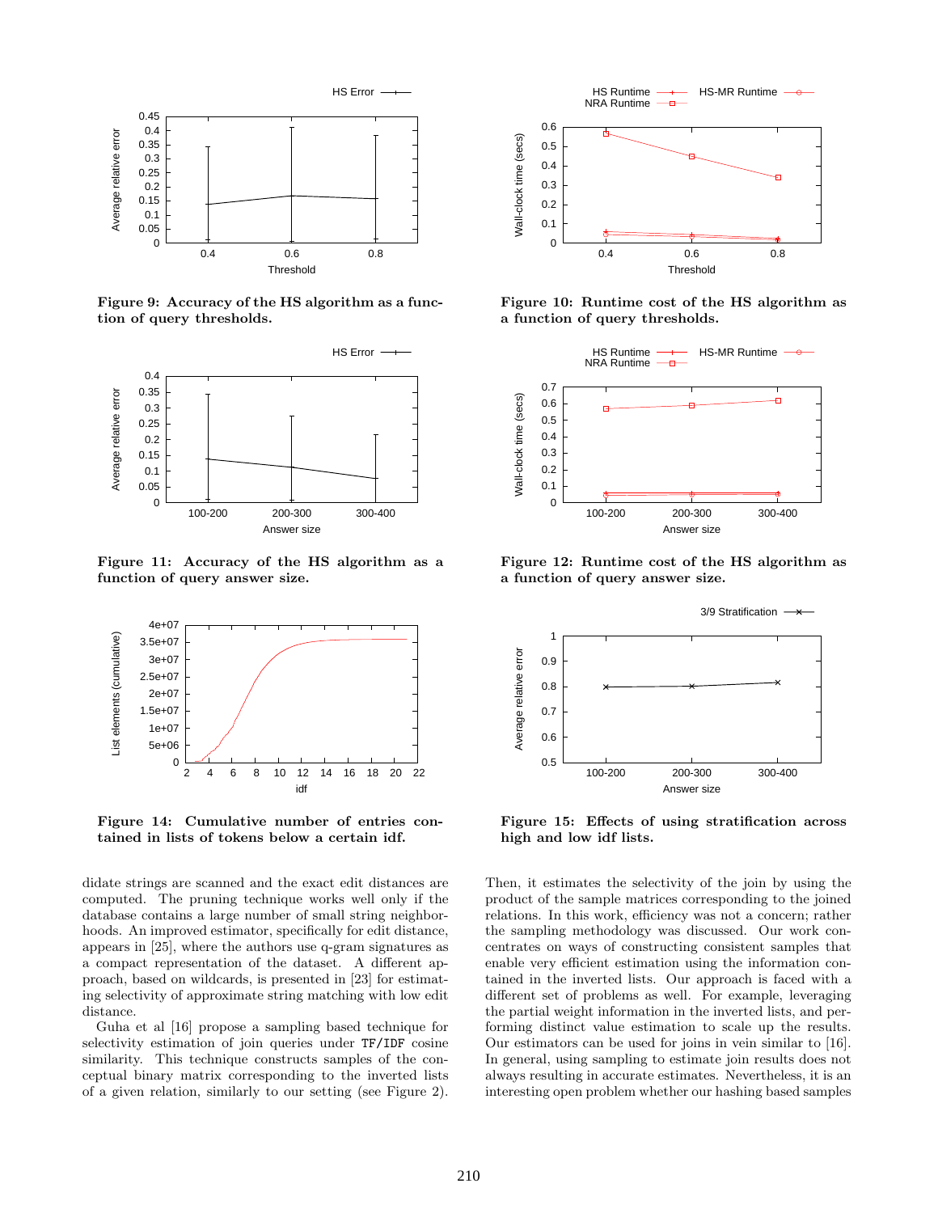**Figure 9: Accuracy of the HS algorithm as a function of query thresholds.**

**Figure 10: Runtime cost of the HS algorithm as a function of query thresholds.**

**Figure 11: Accuracy of the HS algorithm as a function of query answer size.**

**Figure 12: Runtime cost of the HS algorithm as a function of query answer size.**

**Figure 14: Cumulative number of entries contained in lists of tokens below a certain idf.**

**Figure 15: Effects of using stratification across high and low idf lists.**

didate strings are scanned and the exact edit distances are computed. The pruning technique works well only if the database contains a large number of small string neighborhoods. An improved estimator, specifically for edit distance, appears in [25], where the authors use q-gram signatures as a compact representation of the dataset. A different approach, based on wildcards, is presented in [23] for estimating selectivity of approximate string matching with low edit distance.

Guha et al [16] propose a sampling based technique for selectivity estimation of join queries under `TF/IDF` cosine similarity. This technique constructs samples of the conceptual binary matrix corresponding to the inverted lists of a given relation, similarly to our setting (see Figure 2). Then, it estimates the selectivity of the join by using the product of the sample matrices corresponding to the joined relations. In this work, efficiency was not a concern; rather the sampling methodology was discussed. Our work concentrates on ways of constructing consistent samples that enable very efficient estimation using the information contained in the inverted lists. Our approach is faced with a different set of problems as well. For example, leveraging the partial weight information in the inverted lists, and performing distinct value estimation to scale up the results. Our estimators can be used for joins in vein similar to [16]. In general, using sampling to estimate join results does not always resulting in accurate estimates. Nevertheless, it is an interesting open problem whether our hashing based samples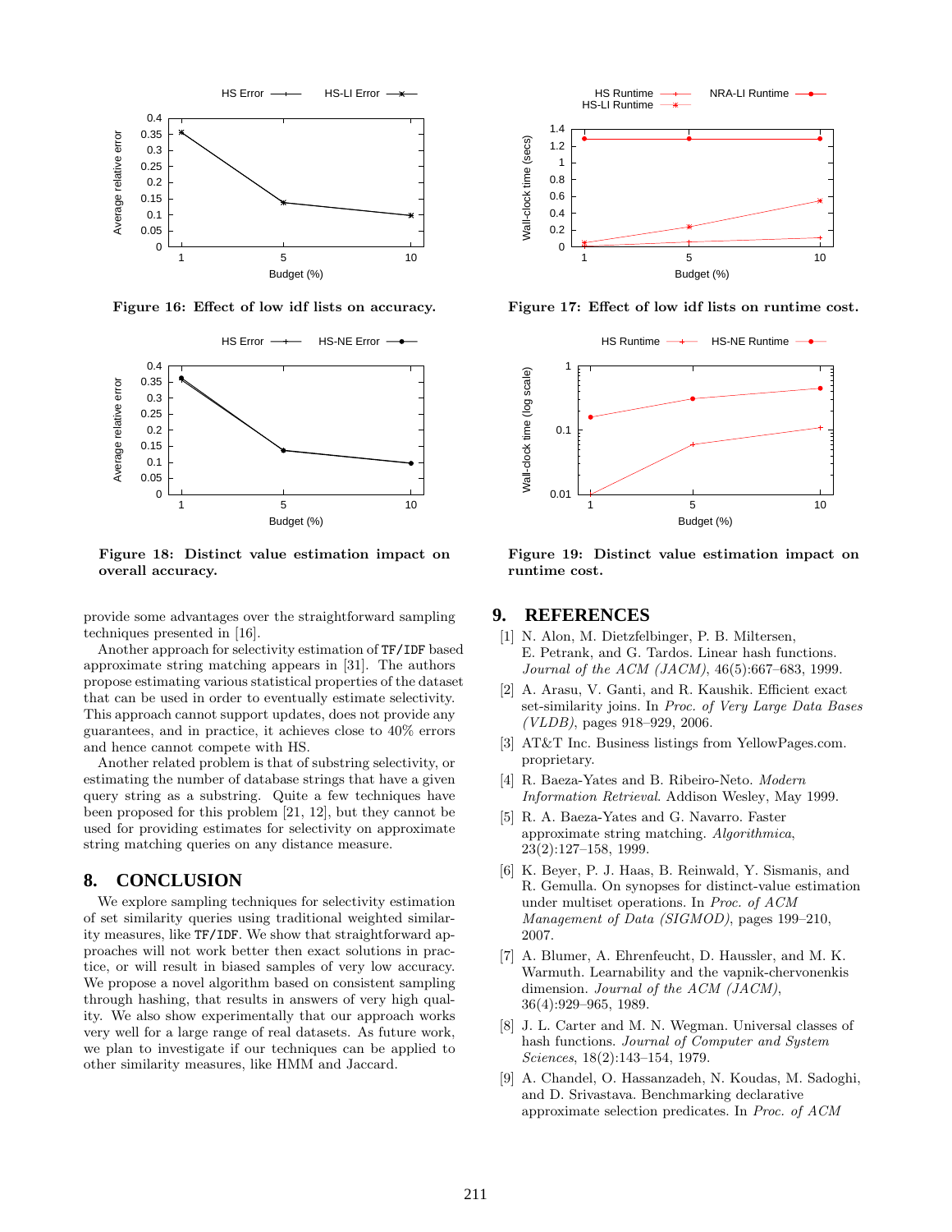Figure 16: Effect of low idf lists on accuracy.

Figure 17: Effect of low idf lists on runtime cost.

Figure 18: Distinct value estimation impact on overall accuracy.

Figure 19: Distinct value estimation impact on runtime cost.

provide some advantages over the straightforward sampling techniques presented in [16].

Another approach for selectivity estimation of TF/IDF based approximate string matching appears in [31]. The authors propose estimating various statistical properties of the dataset that can be used in order to eventually estimate selectivity. This approach cannot support updates, does not provide any guarantees, and in practice, it achieves close to 40% errors and hence cannot compete with HS.

Another related problem is that of substring selectivity, or estimating the number of database strings that have a given query string as a substring. Quite a few techniques have been proposed for this problem [21, 12], but they cannot be used for providing estimates for selectivity on approximate string matching queries on any distance measure.

## 8. CONCLUSION

We explore sampling techniques for selectivity estimation of set similarity queries using traditional weighted similarity measures, like TF/IDF. We show that straightforward approaches will not work better then exact solutions in practice, or will result in biased samples of very low accuracy. We propose a novel algorithm based on consistent sampling through hashing, that results in answers of very high quality. We also show experimentally that our approach works very well for a large range of real datasets. As future work, we plan to investigate if our techniques can be applied to other similarity measures, like HMM and Jaccard.

## 9. REFERENCES

[1] N. Alon, M. Dietzfelbinger, P. B. Miltersen, E. Petrank, and G. Tardos. Linear hash functions. *Journal of the ACM (JACM)*, 46(5):667–683, 1999.

[2] A. Arasu, V. Ganti, and R. Kaushik. Efficient exact set-similarity joins. In *Proc. of Very Large Data Bases (VLDB)*, pages 918–929, 2006.

[3] AT&T Inc. Business listings from YellowPages.com. proprietary.

[4] R. Baeza-Yates and B. Ribeiro-Neto. *Modern Information Retrieval*. Addison Wesley, May 1999.

[5] R. A. Baeza-Yates and G. Navarro. Faster approximate string matching. *Algorithmica*, 23(2):127–158, 1999.

[6] K. Beyer, P. J. Haas, B. Reinwald, Y. Sismanis, and R. Gemulla. On synopses for distinct-value estimation under multiset operations. In *Proc. of ACM Management of Data (SIGMOD)*, pages 199–210, 2007.

[7] A. Blumer, A. Ehrenfeucht, D. Haussler, and M. K. Warmuth. Learnability and the vapnik-chervonenkis dimension. *Journal of the ACM (JACM)*, 36(4):929–965, 1989.

[8] J. L. Carter and M. N. Wegman. Universal classes of hash functions. *Journal of Computer and System Sciences*, 18(2):143–154, 1979.

[9] A. Chandel, O. Hassanzadeh, N. Koudas, M. Sadoghi, and D. Srivastava. Benchmarking declarative approximate selection predicates. In *Proc. of ACM*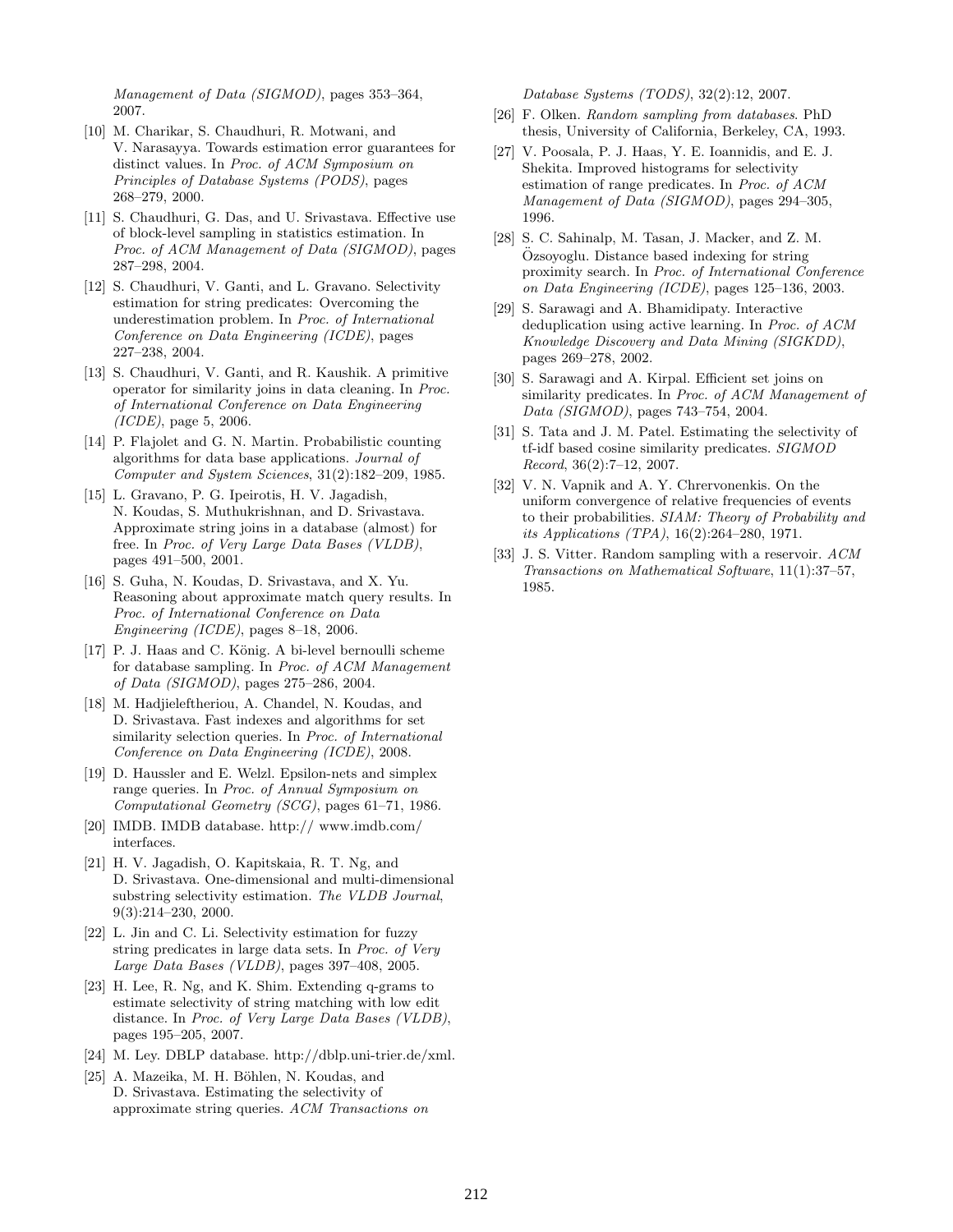Management of Data (SIGMOD)*, pages 353–364, 2007.

[10] M. Charikar, S. Chaudhuri, R. Motwani, and V. Narasayya. Towards estimation error guarantees for distinct values. In *Proc. of ACM Symposium on Principles of Database Systems (PODS)*, pages 268–279, 2000.

[11] S. Chaudhuri, G. Das, and U. Srivastava. Effective use of block-level sampling in statistics estimation. In *Proc. of ACM Management of Data (SIGMOD)*, pages 287–298, 2004.

[12] S. Chaudhuri, V. Ganti, and L. Gravano. Selectivity estimation for string predicates: Overcoming the underestimation problem. In *Proc. of International Conference on Data Engineering (ICDE)*, pages 227–238, 2004.

[13] S. Chaudhuri, V. Ganti, and R. Kaushik. A primitive operator for similarity joins in data cleaning. In *Proc. of International Conference on Data Engineering (ICDE)*, page 5, 2006.

[14] P. Flajolet and G. N. Martin. Probabilistic counting algorithms for data base applications. *Journal of Computer and System Sciences*, 31(2):182–209, 1985.

[15] L. Gravano, P. G. Ipeirotis, H. V. Jagadish, N. Koudas, S. Muthukrishnan, and D. Srivastava. Approximate string joins in a database (almost) for free. In *Proc. of Very Large Data Bases (VLDB)*, pages 491–500, 2001.

[16] S. Guha, N. Koudas, D. Srivastava, and X. Yu. Reasoning about approximate match query results. In *Proc. of International Conference on Data Engineering (ICDE)*, pages 8–18, 2006.

[17] P. J. Haas and C. König. A bi-level bernoulli scheme for database sampling. In *Proc. of ACM Management of Data (SIGMOD)*, pages 275–286, 2004.

[18] M. Hadjieleftheriou, A. Chandel, N. Koudas, and D. Srivastava. Fast indexes and algorithms for set similarity selection queries. In *Proc. of International Conference on Data Engineering (ICDE)*, 2008.

[19] D. Haussler and E. Welzl. Epsilon-nets and simplex range queries. In *Proc. of Annual Symposium on Computational Geometry (SCG)*, pages 61–71, 1986.

[20] IMDB. IMDB database. http:// www.imdb.com/ interfaces.

[21] H. V. Jagadish, O. Kapitskaia, R. T. Ng, and D. Srivastava. One-dimensional and multi-dimensional substring selectivity estimation. *The VLDB Journal*, 9(3):214–230, 2000.

[22] L. Jin and C. Li. Selectivity estimation for fuzzy string predicates in large data sets. In *Proc. of Very Large Data Bases (VLDB)*, pages 397–408, 2005.

[23] H. Lee, R. Ng, and K. Shim. Extending q-grams to estimate selectivity of string matching with low edit distance. In *Proc. of Very Large Data Bases (VLDB)*, pages 195–205, 2007.

[24] M. Ley. DBLP database. http://dblp.uni-trier.de/xml.

[25] A. Mazeika, M. H. Böhlen, N. Koudas, and D. Srivastava. Estimating the selectivity of approximate string queries. *ACM Transactions on Database Systems (TODS)*, 32(2):12, 2007.

[26] F. Olken. *Random sampling from databases*. PhD thesis, University of California, Berkeley, CA, 1993.

[27] V. Poosala, P. J. Haas, Y. E. Ioannidis, and E. J. Shekita. Improved histograms for selectivity estimation of range predicates. In *Proc. of ACM Management of Data (SIGMOD)*, pages 294–305, 1996.

[28] S. C. Sahinalp, M. Tasan, J. Macker, and Z. M. Özsoyoglu. Distance based indexing for string proximity search. In *Proc. of International Conference on Data Engineering (ICDE)*, pages 125–136, 2003.

[29] S. Sarawagi and A. Bhamidipaty. Interactive deduplication using active learning. In *Proc. of ACM Knowledge Discovery and Data Mining (SIGKDD)*, pages 269–278, 2002.

[30] S. Sarawagi and A. Kirpal. Efficient set joins on similarity predicates. In *Proc. of ACM Management of Data (SIGMOD)*, pages 743–754, 2004.

[31] S. Tata and J. M. Patel. Estimating the selectivity of tf-idf based cosine similarity predicates. *SIGMOD Record*, 36(2):7–12, 2007.

[32] V. N. Vapnik and A. Y. Chrervonenkis. On the uniform convergence of relative frequencies of events to their probabilities. *SIAM: Theory of Probability and its Applications (TPA)*, 16(2):264–280, 1971.

[33] J. S. Vitter. Random sampling with a reservoir. *ACM Transactions on Mathematical Software*, 11(1):37–57, 1985.